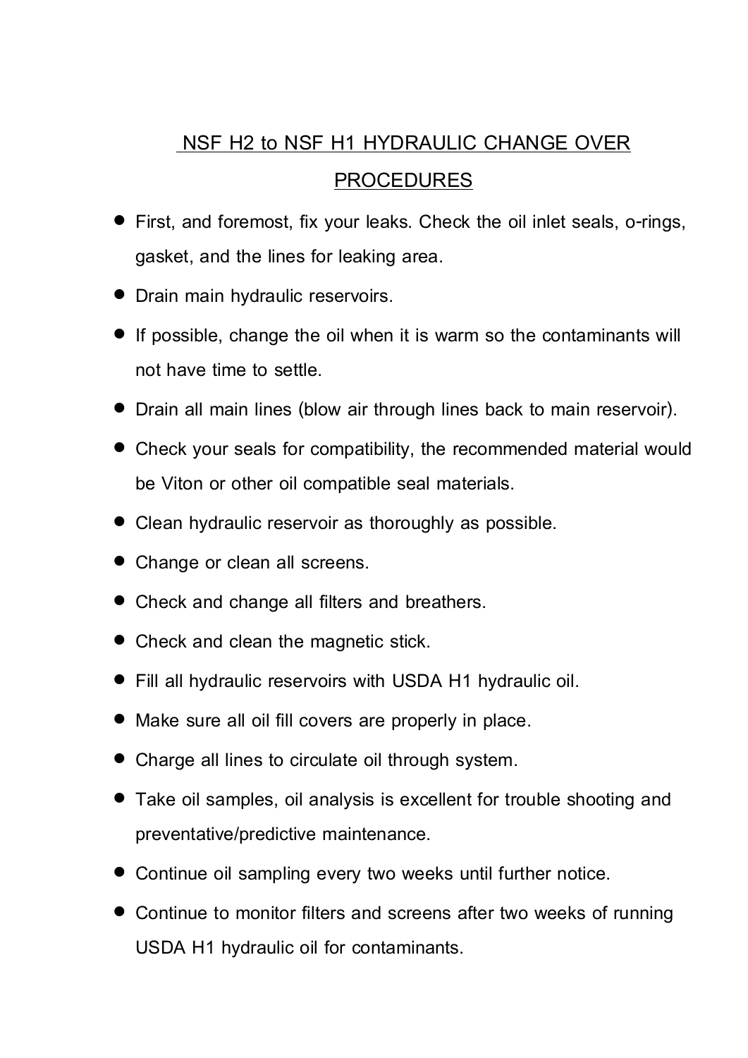# NSF H2 to NSF H1 HYDRAULIC CHANGE OVER PROCEDURES

- First, and foremost, fix your leaks. Check the oil inlet seals, o-rings, gasket, and the lines for leaking area.
- Drain main hydraulic reservoirs.
- If possible, change the oil when it is warm so the contaminants will not have time to settle.
- Drain all main lines (blow air through lines back to main reservoir).
- Check your seals for compatibility, the recommended material would be Viton or other oil compatible seal materials.
- Clean hydraulic reservoir as thoroughly as possible.
- Change or clean all screens.
- Check and change all filters and breathers.
- Check and clean the magnetic stick.
- Fill all hydraulic reservoirs with USDA H1 hydraulic oil.
- Make sure all oil fill covers are properly in place.
- Charge all lines to circulate oil through system.
- Take oil samples, oil analysis is excellent for trouble shooting and preventative/predictive maintenance.
- Continue oil sampling every two weeks until further notice.
- Continue to monitor filters and screens after two weeks of running USDA H1 hydraulic oil for contaminants.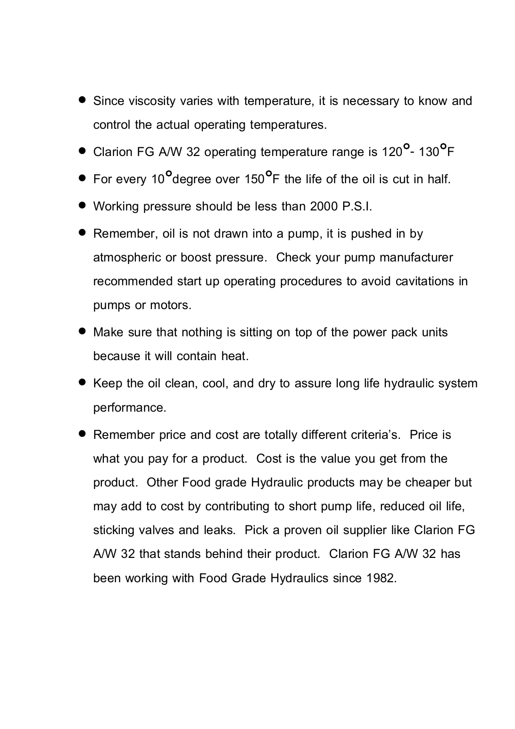- Since viscosity varies with temperature, it is necessary to know and control the actual operating temperatures.
- Clarion FG A/W 32 operating temperature range is 120°- 130°F
- For every 10°degree over 150°F the life of the oil is cut in half.
- Working pressure should be less than 2000 P.S.I.
- Remember, oil is not drawn into a pump, it is pushed in by atmospheric or boost pressure. Check your pump manufacturer recommended start up operating procedures to avoid cavitations in pumps or motors.
- Make sure that nothing is sitting on top of the power pack units because it will contain heat.
- Keep the oil clean, cool, and dry to assure long life hydraulic system performance.
- Remember price and cost are totally different criteria's. Price is what you pay for a product. Cost is the value you get from the product. Other Food grade Hydraulic products may be cheaper but may add to cost by contributing to short pump life, reduced oil life, sticking valves and leaks. Pick a proven oil supplier like Clarion FG A/W 32 that stands behind their product. Clarion FG A/W 32 has been working with Food Grade Hydraulics since 1982.